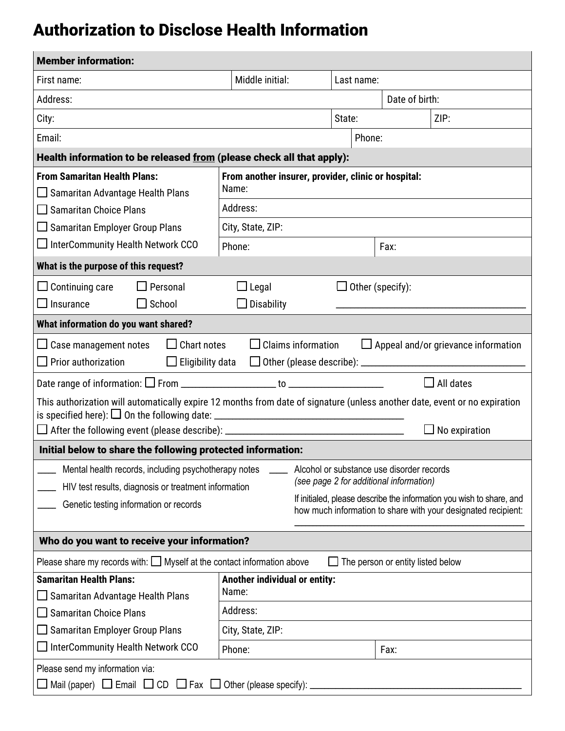# Authorization to Disclose Health Information

| | | |
|---|---|---|
| **Member information:** | | |
| First name: | Middle initial: | Last name: |
| Address: | | Date of birth: |
| City: | State: | ZIP: |
| Email: | | Phone: |

**Health information to be released from (please check all that apply):**

| | |
|---|---|
| **From Samaritan Health Plans:** | **From another insurer, provider, clinic or hospital:** Name: |
| ☐ Samaritan Advantage Health Plans | Address: |
| ☐ Samaritan Choice Plans | City, State, ZIP: |
| ☐ Samaritan Employer Group Plans | Phone: &nbsp;&nbsp;&nbsp; Fax: |
| ☐ InterCommunity Health Network CCO | |

**What is the purpose of this request?**

☐ Continuing care ☐ Personal ☐ Legal ☐ Other (specify): ____________________

☐ Insurance ☐ School ☐ Disability

**What information do you want shared?**

☐ Case management notes ☐ Chart notes ☐ Claims information ☐ Appeal and/or grievance information

☐ Prior authorization ☐ Eligibility data ☐ Other (please describe): ____________________

Date range of information: ☐ From ____________________ to ____________________ ☐ All dates

This authorization will automatically expire 12 months from date of signature (unless another date, event or no expiration is specified here): ☐ On the following date: ____________________

☐ After the following event (please describe): ____________________ ☐ No expiration

**Initial below to share the following protected information:**

____ Mental health records, including psychotherapy notes

____ HIV test results, diagnosis or treatment information

____ Genetic testing information or records

____ Alcohol or substance use disorder records
*(see page 2 for additional information)*

If initialed, please describe the information you wish to share, and how much information to share with your designated recipient:

____________________

**Who do you want to receive your information?**

Please share my records with: ☐ Myself at the contact information above ☐ The person or entity listed below

| | |
|---|---|
| **Samaritan Health Plans:** | **Another individual or entity:** Name: |
| ☐ Samaritan Advantage Health Plans | Address: |
| ☐ Samaritan Choice Plans | City, State, ZIP: |
| ☐ Samaritan Employer Group Plans | Phone: &nbsp;&nbsp;&nbsp; Fax: |
| ☐ InterCommunity Health Network CCO | |

Please send my information via:

☐ Mail (paper) ☐ Email ☐ CD ☐ Fax ☐ Other (please specify): ____________________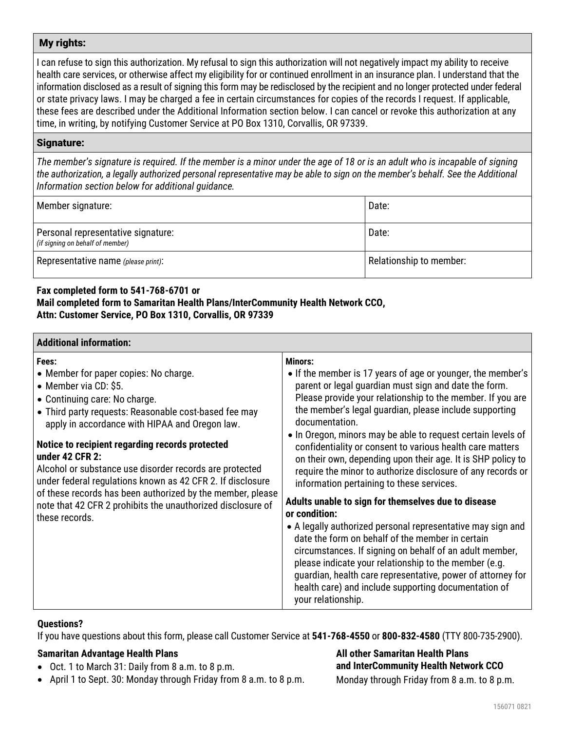## My rights:

I can refuse to sign this authorization. My refusal to sign this authorization will not negatively impact my ability to receive health care services, or otherwise affect my eligibility for or continued enrollment in an insurance plan. I understand that the information disclosed as a result of signing this form may be redisclosed by the recipient and no longer protected under federal or state privacy laws. I may be charged a fee in certain circumstances for copies of the records I request. If applicable, these fees are described under the Additional Information section below. I can cancel or revoke this authorization at any time, in writing, by notifying Customer Service at PO Box 1310, Corvallis, OR 97339.

## Signature:

*The member's signature is required. If the member is a minor under the age of 18 or is an adult who is incapable of signing the authorization, a legally authorized personal representative may be able to sign on the member's behalf. See the Additional Information section below for additional guidance.*

| | |
|---|---|
| Member signature: | Date: |
| Personal representative signature: *(if signing on behalf of member)* | Date: |
| Representative name *(please print)*: | Relationship to member: |

**Fax completed form to 541-768-6701 or**
**Mail completed form to Samaritan Health Plans/InterCommunity Health Network CCO, Attn: Customer Service, PO Box 1310, Corvallis, OR 97339**

## Additional information:

**Fees:**

- Member for paper copies: No charge.
- Member via CD: $5.
- Continuing care: No charge.
- Third party requests: Reasonable cost-based fee may apply in accordance with HIPAA and Oregon law.

**Notice to recipient regarding records protected under 42 CFR 2:**

Alcohol or substance use disorder records are protected under federal regulations known as 42 CFR 2. If disclosure of these records has been authorized by the member, please note that 42 CFR 2 prohibits the unauthorized disclosure of these records.

**Minors:**

- If the member is 17 years of age or younger, the member's parent or legal guardian must sign and date the form. Please provide your relationship to the member. If you are the member's legal guardian, please include supporting documentation.
- In Oregon, minors may be able to request certain levels of confidentiality or consent to various health care matters on their own, depending upon their age. It is SHP policy to require the minor to authorize disclosure of any records or information pertaining to these services.

**Adults unable to sign for themselves due to disease or condition:**

- A legally authorized personal representative may sign and date the form on behalf of the member in certain circumstances. If signing on behalf of an adult member, please indicate your relationship to the member (e.g. guardian, health care representative, power of attorney for health care) and include supporting documentation of your relationship.

**Questions?**

If you have questions about this form, please call Customer Service at **541-768-4550** or **800-832-4580** (TTY 800-735-2900).

**Samaritan Advantage Health Plans**

- Oct. 1 to March 31: Daily from 8 a.m. to 8 p.m.
- April 1 to Sept. 30: Monday through Friday from 8 a.m. to 8 p.m.

**All other Samaritan Health Plans and InterCommunity Health Network CCO**

Monday through Friday from 8 a.m. to 8 p.m.

156071 0821